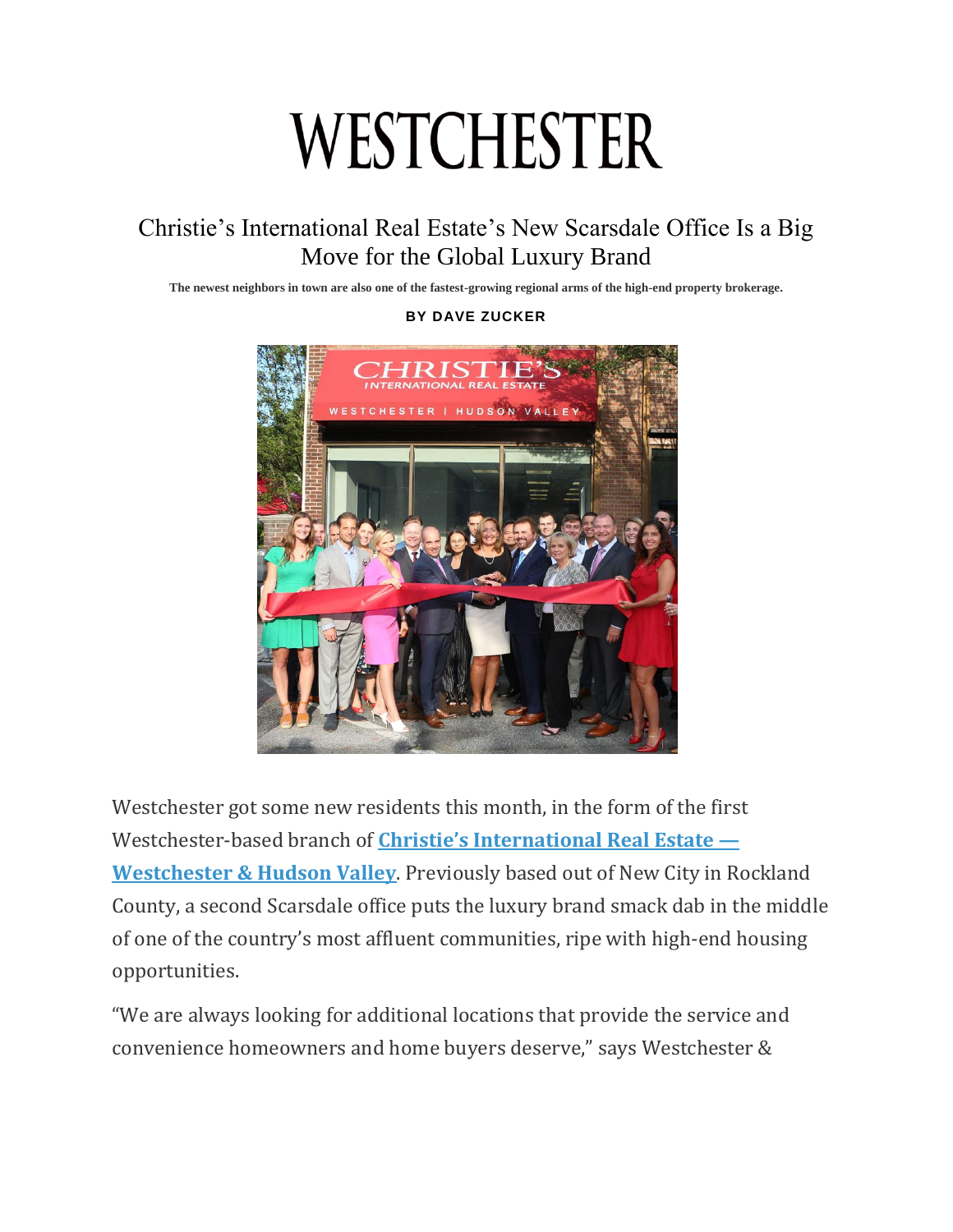# WESTCHESTER

## Christie's International Real Estate's New Scarsdale Office Is a Big Move for the Global Luxury Brand

**The newest neighbors in town are also one of the fastest-growing regional arms of the high-end property brokerage.**

**BY DAVE ZUCKER**

Westchester got some new residents this month, in the form of the first Westchester-based branch of **Christie's International Real Estate — Westchester & Hudson Valley**. Previously based out of New City in Rockland County, a second Scarsdale office puts the luxury brand smack dab in the middle of one of the country's most affluent communities, ripe with high-end housing opportunities.

"We are always looking for additional locations that provide the service and convenience homeowners and home buyers deserve," says Westchester &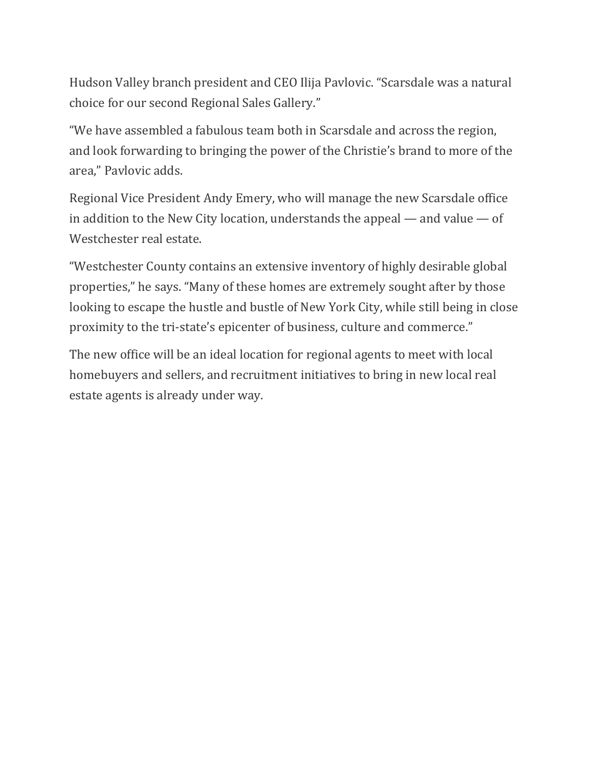Hudson Valley branch president and CEO Ilija Pavlovic. "Scarsdale was a natural choice for our second Regional Sales Gallery."

"We have assembled a fabulous team both in Scarsdale and across the region, and look forwarding to bringing the power of the Christie's brand to more of the area," Pavlovic adds.

Regional Vice President Andy Emery, who will manage the new Scarsdale office in addition to the New City location, understands the appeal — and value — of Westchester real estate.

"Westchester County contains an extensive inventory of highly desirable global properties," he says. "Many of these homes are extremely sought after by those looking to escape the hustle and bustle of New York City, while still being in close proximity to the tri-state's epicenter of business, culture and commerce."

The new office will be an ideal location for regional agents to meet with local homebuyers and sellers, and recruitment initiatives to bring in new local real estate agents is already under way.